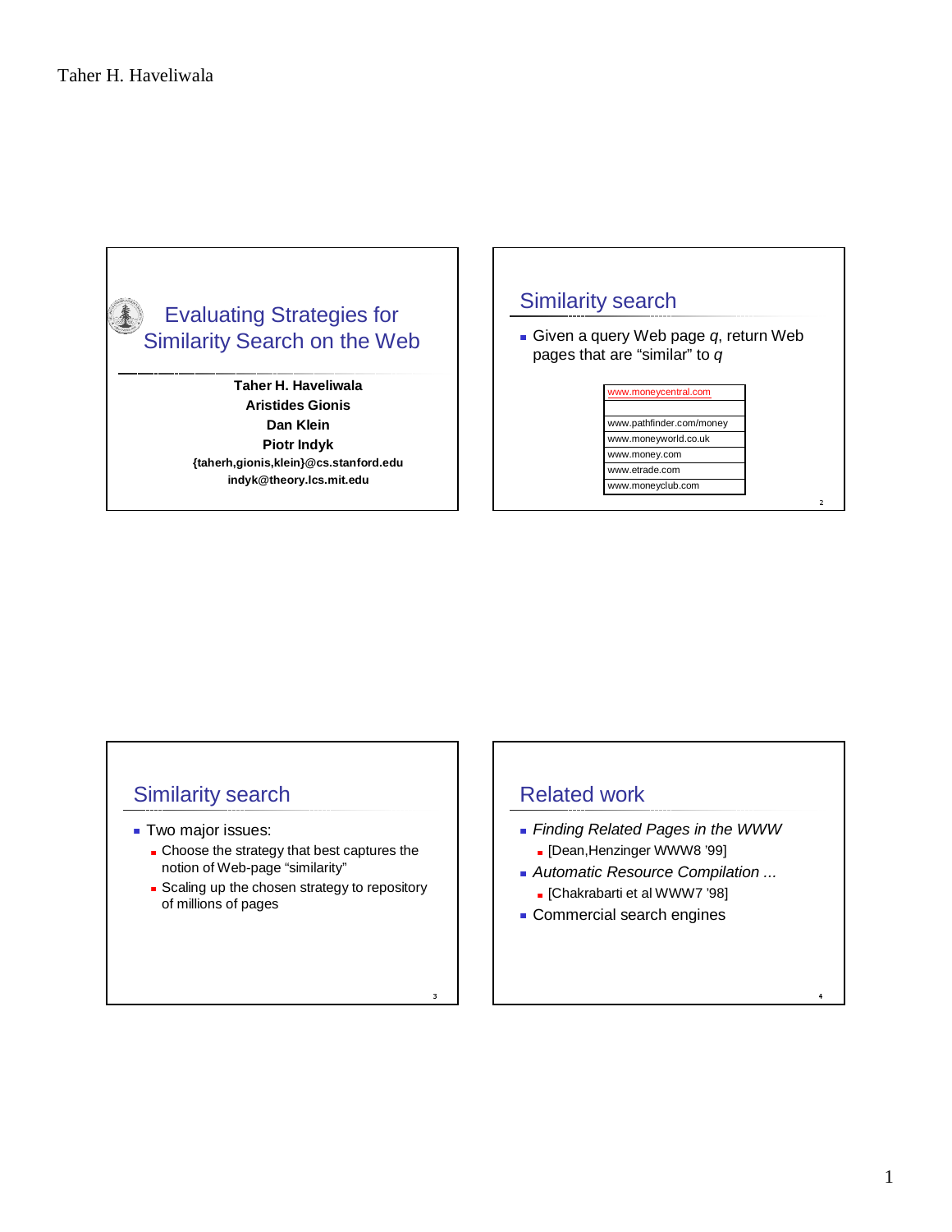Taher H. Haveliwala

# Evaluating Strategies for Similarity Search on the Web

**Taher H. Haveliwala**
**Aristides Gionis**
**Dan Klein**
**Piotr Indyk**
**{taherh,gionis,klein}@cs.stanford.edu**
**indyk@theory.lcs.mit.edu**

## Similarity search

- Given a query Web page *q*, return Web pages that are "similar" to *q*

| www.moneycentral.com |
| --- |
| |
| www.pathfinder.com/money |
| www.moneyworld.co.uk |
| www.money.com |
| www.etrade.com |
| www.moneyclub.com |

## Similarity search

- Two major issues:
  - Choose the strategy that best captures the notion of Web-page "similarity"
  - Scaling up the chosen strategy to repository of millions of pages

## Related work

- *Finding Related Pages in the WWW*
  - [Dean,Henzinger WWW8 '99]
- *Automatic Resource Compilation ...*
  - [Chakrabarti et al WWW7 '98]
- Commercial search engines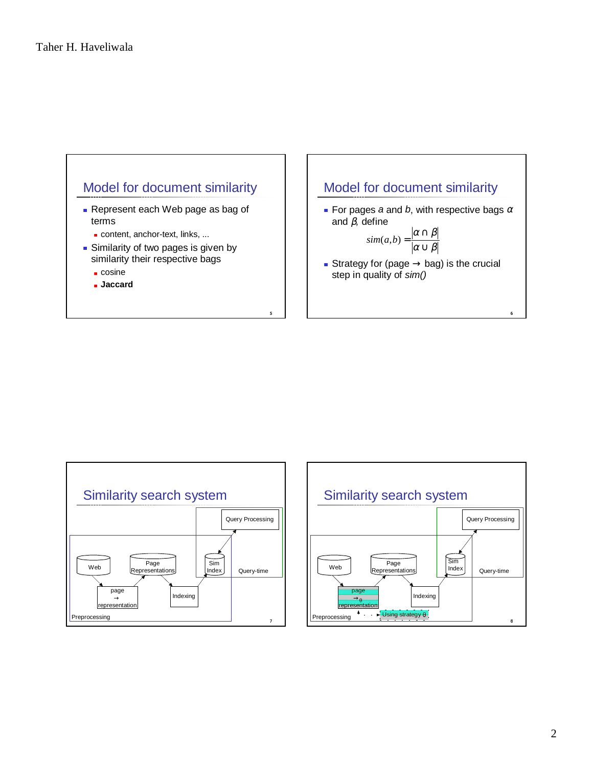## Model for document similarity

- Represent each Web page as bag of terms
  - content, anchor-text, links, ...
- Similarity of two pages is given by similarity their respective bags
  - cosine
  - **Jaccard**

## Model for document similarity

- For pages *a* and *b*, with respective bags $\alpha$ and $\beta$, define

$$sim(a,b) = \frac{|\alpha \cap \beta|}{|\alpha \cup \beta|}$$

- Strategy for (page → bag) is the crucial step in quality of *sim()*

## Similarity search system

Web → page → representation → Page Representations → Indexing → Sim Index ↔ Query Processing

Preprocessing | Query-time

## Similarity search system

Web → page $\rightarrow_\theta$ representation → Page Representations → Indexing → Sim Index ↔ Query Processing

Using strategy θ

Preprocessing | Query-time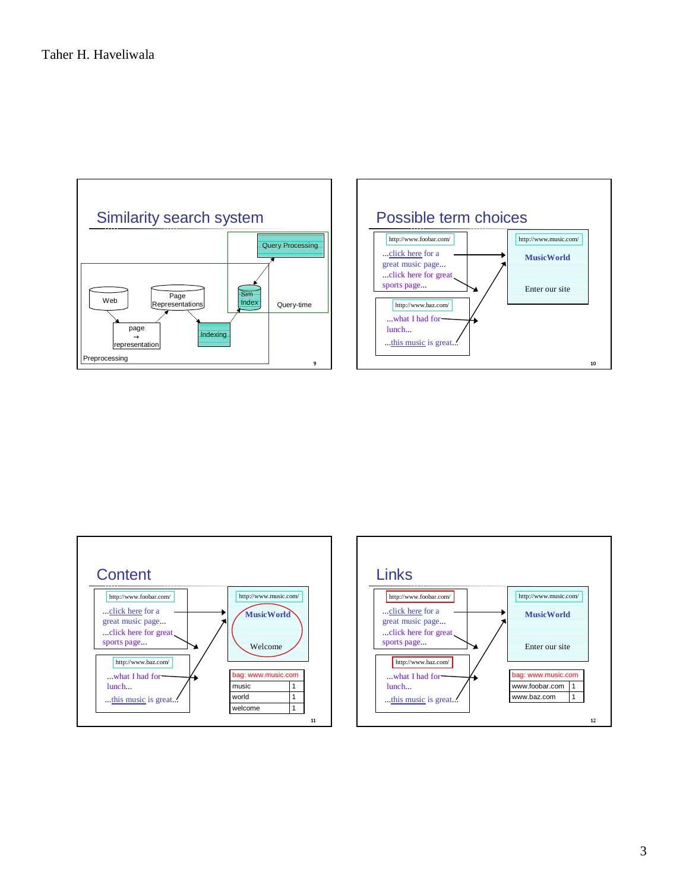## Similarity search system

Query Processing

Web

Page Representations

Sim Index

Query-time

page → representation

Indexing

Preprocessing

## Possible term choices

http://www.foobar.com/

...click here for a great music page...

...click here for great sports page...

http://www.baz.com/

...what I had for lunch...

...this music is great...

http://www.music.com/

MusicWorld

Enter our site

## Content

http://www.foobar.com/

...click here for a great music page...

...click here for great sports page...

http://www.baz.com/

...what I had for lunch...

...this music is great...

http://www.music.com/

MusicWorld

Welcome

| bag: www.music.com | |
|---|---|
| music | 1 |
| world | 1 |
| welcome | 1 |

## Links

http://www.foobar.com/

...click here for a great music page...

...click here for great sports page...

http://www.baz.com/

...what I had for lunch...

...this music is great...

http://www.music.com/

MusicWorld

Enter our site

| bag: www.music.com | |
|---|---|
| www.foobar.com | 1 |
| www.baz.com | 1 |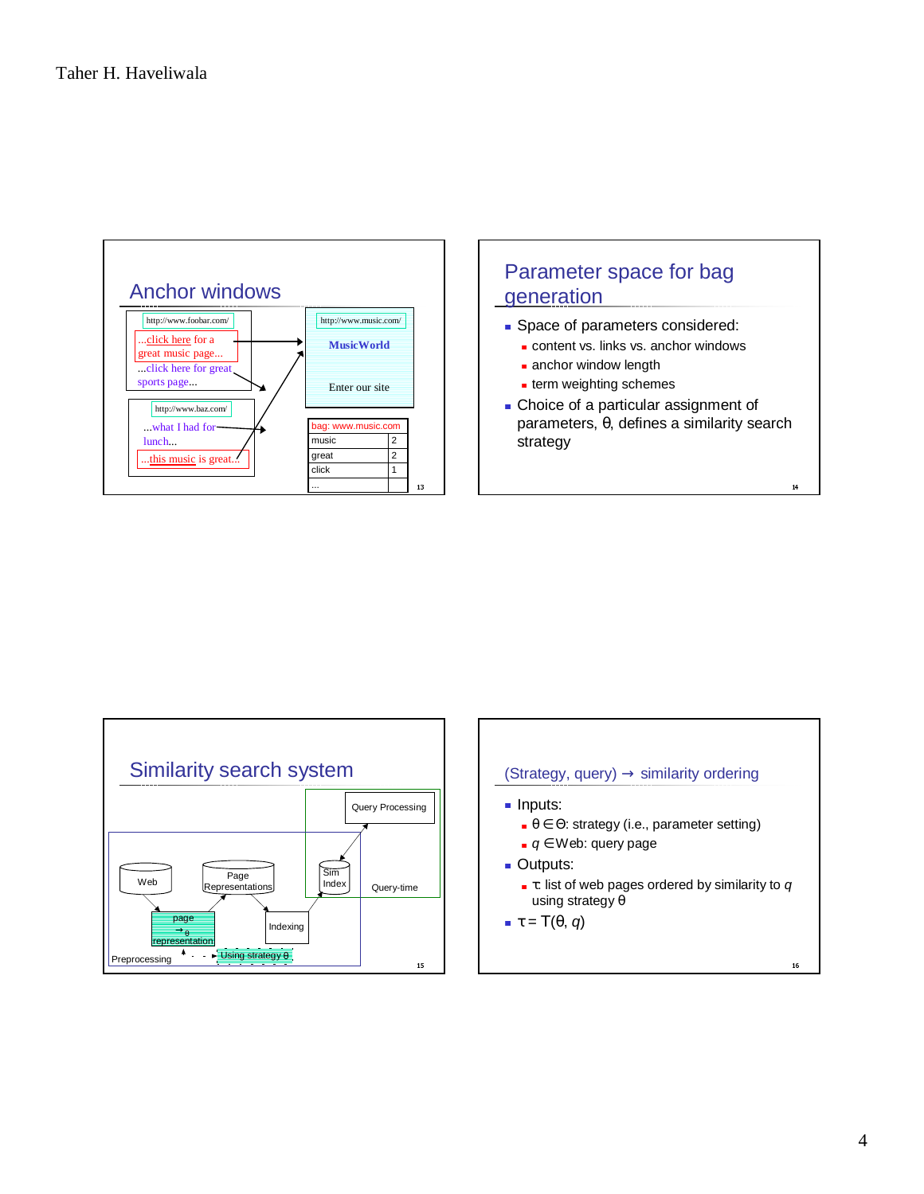## Anchor windows

http://www.foobar.com/

...click here for a great music page...

...click here for great sports page...

http://www.baz.com/

...what I had for lunch...

...this music is great...

http://www.music.com/

MusicWorld

Enter our site

| bag: www.music.com | |
|---|---|
| music | 2 |
| great | 2 |
| click | 1 |
| ... | |

## Parameter space for bag generation

- Space of parameters considered:
  - content vs. links vs. anchor windows
  - anchor window length
  - term weighting schemes
- Choice of a particular assignment of parameters, θ, defines a similarity search strategy

## Similarity search system

Query Processing

Web

Page Representations

Sim Index

Query-time

page representation

Indexing

Preprocessing

Using strategy θ

## (Strategy, query) → similarity ordering

- Inputs:
  - $\theta \in \Theta$: strategy (i.e., parameter setting)
  - $q \in$ Web: query page
- Outputs:
  - $\tau$: list of web pages ordered by similarity to $q$ using strategy $\theta$
- $\tau = T(\theta, q)$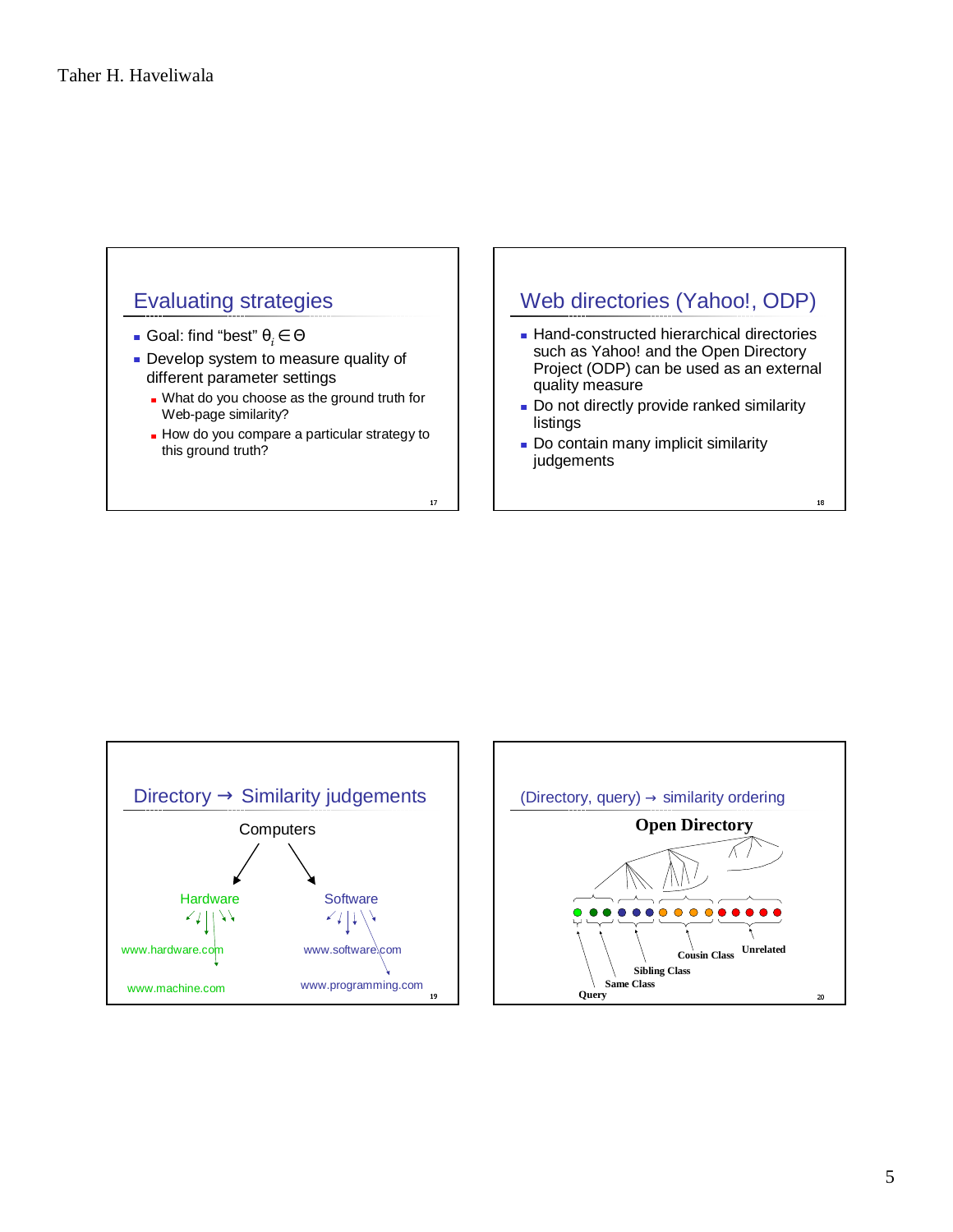## Evaluating strategies

- Goal: find "best" $\theta_i \in \Theta$
- Develop system to measure quality of different parameter settings
  - What do you choose as the ground truth for Web-page similarity?
  - How do you compare a particular strategy to this ground truth?

## Web directories (Yahoo!, ODP)

- Hand-constructed hierarchical directories such as Yahoo! and the Open Directory Project (ODP) can be used as an external quality measure
- Do not directly provide ranked similarity listings
- Do contain many implicit similarity judgements

## Directory → Similarity judgements

Computers

Hardware — www.hardware.com, www.machine.com

Software — www.software.com, www.programming.com

## (Directory, query) → similarity ordering

**Open Directory**

Query, Same Class, Sibling Class, Cousin Class, Unrelated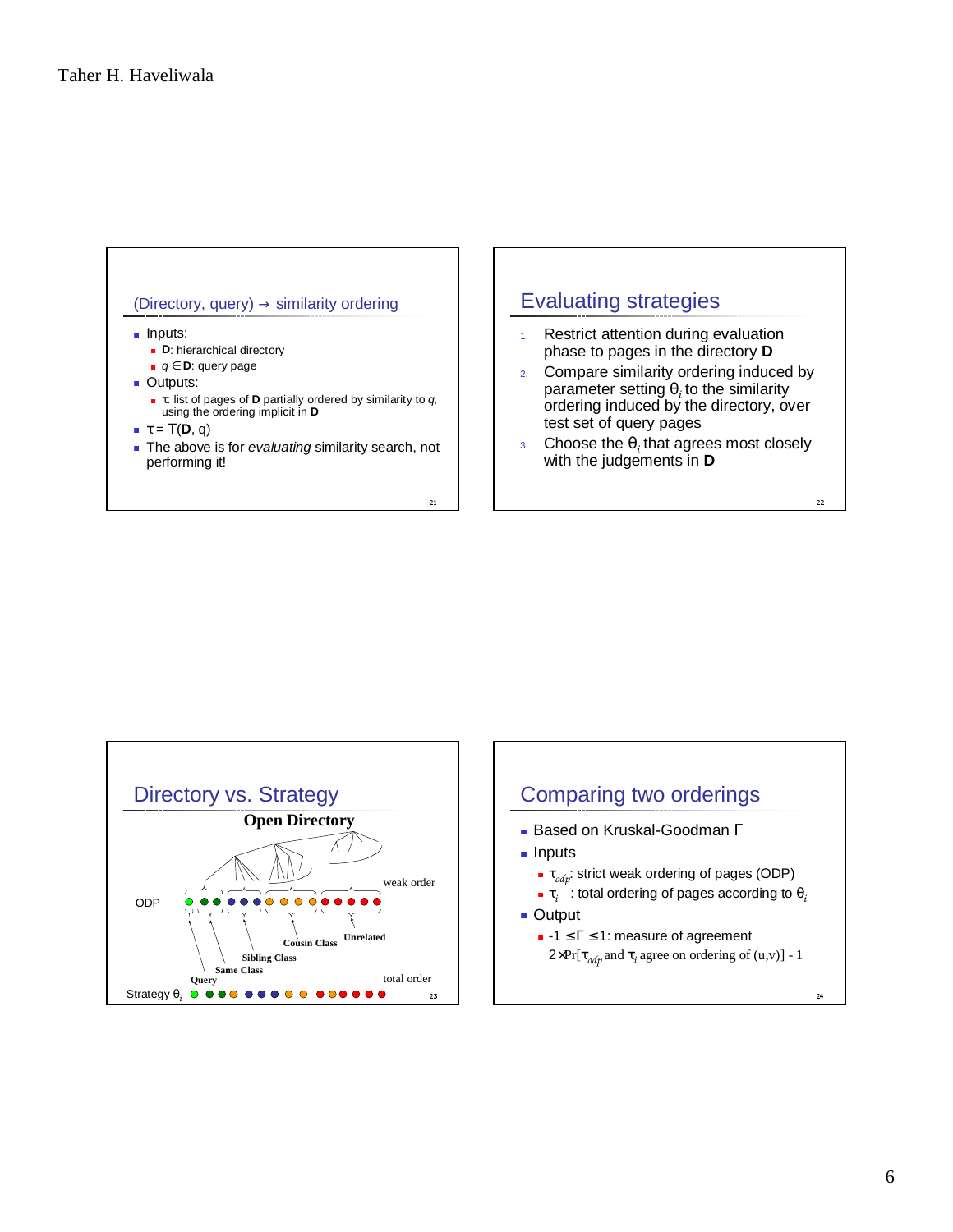## (Directory, query) → similarity ordering

- Inputs:
  - **D**: hierarchical directory
  - $q \in$ **D**: query page
- Outputs:
  - $\tau$: list of pages of **D** partially ordered by similarity to *q*, using the ordering implicit in **D**
- $\tau$ = T(**D**, q)
- The above is for *evaluating* similarity search, not performing it!

## Evaluating strategies

1. Restrict attention during evaluation phase to pages in the directory **D**
2. Compare similarity ordering induced by parameter setting $\theta_i$ to the similarity ordering induced by the directory, over test set of query pages
3. Choose the $\theta_i$ that agrees most closely with the judgements in **D**

## Directory vs. Strategy

**Open Directory**

ODP — weak order

Query, Same Class, Sibling Class, Cousin Class, Unrelated

Strategy $\theta_i$ — total order

## Comparing two orderings

- Based on Kruskal-Goodman $\Gamma$
- Inputs
  - $\tau_{odp}$: strict weak ordering of pages (ODP)
  - $\tau_i$ : total ordering of pages according to $\theta_i$
- Output
  - $-1 \leq \Gamma \leq 1$: measure of agreement

    $2 \times \Pr[\tau_{odp}$ and $\tau_i$ agree on ordering of (u,v)] - 1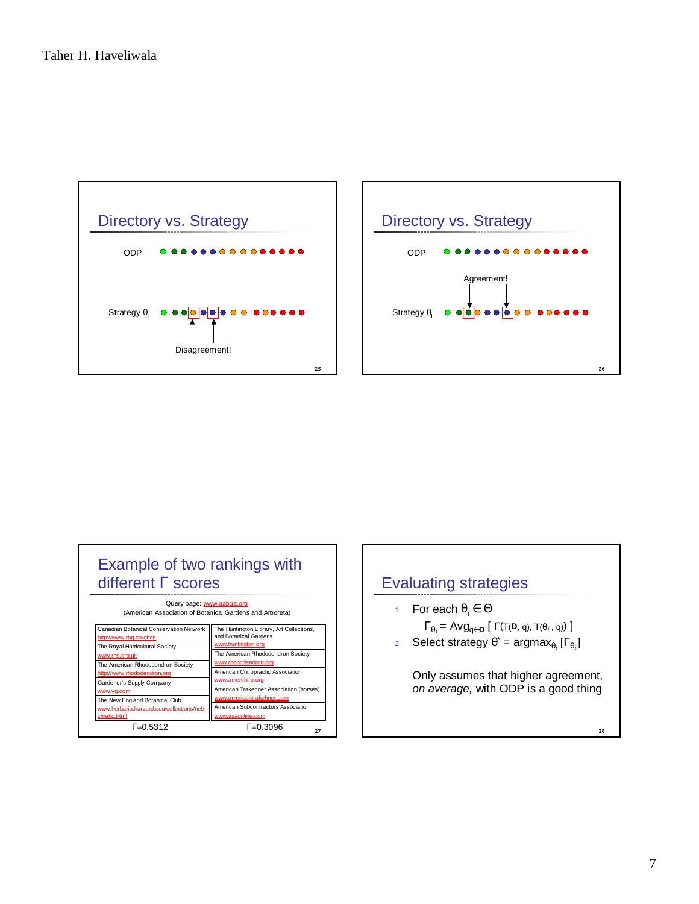## Directory vs. Strategy

ODP

Strategy $\theta_i$

Disagreement!

## Directory vs. Strategy

ODP

Agreement!

Strategy $\theta_i$

## Example of two rankings with different Γ scores

Query page: www.aabga.org
(American Association of Botanical Gardens and Arboreta)

| | |
|---|---|
| Canadian Botanical Conservation Network http://www.rbg.ca/cbcn | The Huntington Library, Art Collections, and Botanical Gardens www.huntington.org |
| The Royal Horticultural Society www.rhs.org.uk | The American Rhododendron Society www.rhododendron.org |
| The American Rhododendron Society http://www.rhododendron.org | American Chiropractic Association www.amerchiro.org |
| Gardener's Supply Company www.vg.com | American Trakehner Association (horses) www.americantrakehner.com |
| The New England Botanical Club www.herbaria.harvard.edu/collections/nebc/nebc.html | American Subcontractors Association www.asaonline.com |
| Γ=0.5312 | Γ=0.3096 |

## Evaluating strategies

1. For each $\theta_i \in \Theta$

   $\Gamma_{\theta_i} = \mathrm{Avg}_{q \in \mathbf{D}} [\ \Gamma(\mathrm{T}(\mathbf{D}, q), \mathrm{T}(\theta_i, q))\ ]$

2. Select strategy $\theta^* = \mathrm{argmax}_{\theta_i} [\Gamma_{\theta_i}]$

Only assumes that higher agreement, *on average,* with ODP is a good thing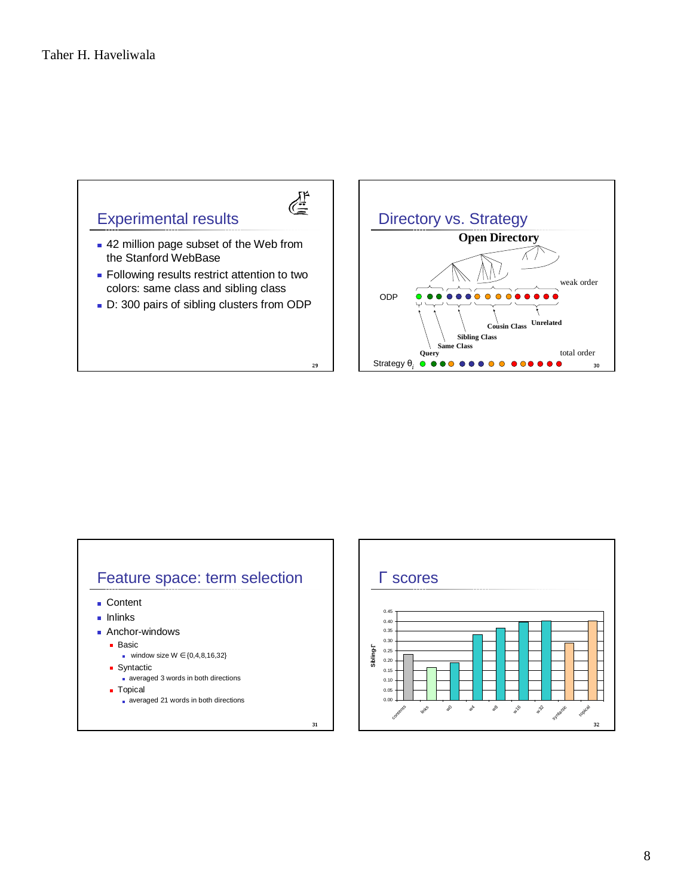## Experimental results

- 42 million page subset of the Web from the Stanford WebBase
- Following results restrict attention to two colors: same class and sibling class
- D: 300 pairs of sibling clusters from ODP

## Directory vs. Strategy

**Open Directory**

ODP — weak order

**Query**, **Same Class**, **Sibling Class**, **Cousin Class**, **Unrelated**

Strategy $\theta_i$ — total order

## Feature space: term selection

- Content
- Inlinks
- Anchor-windows
  - Basic
    - window size W $\in \{0,4,8,16,32\}$
  - Syntactic
    - averaged 3 words in both directions
  - Topical
    - averaged 21 words in both directions

## Γ scores

Sibling-Γ

| Feature | Sibling-Γ (approx.) |
|---|---|
| contents | 0.23 |
| links | 0.17 |
| w0 | 0.19 |
| w4 | 0.33 |
| w8 | 0.37 |
| w16 | 0.40 |
| w32 | 0.40 |
| syntactic | 0.29 |
| topical | 0.40 |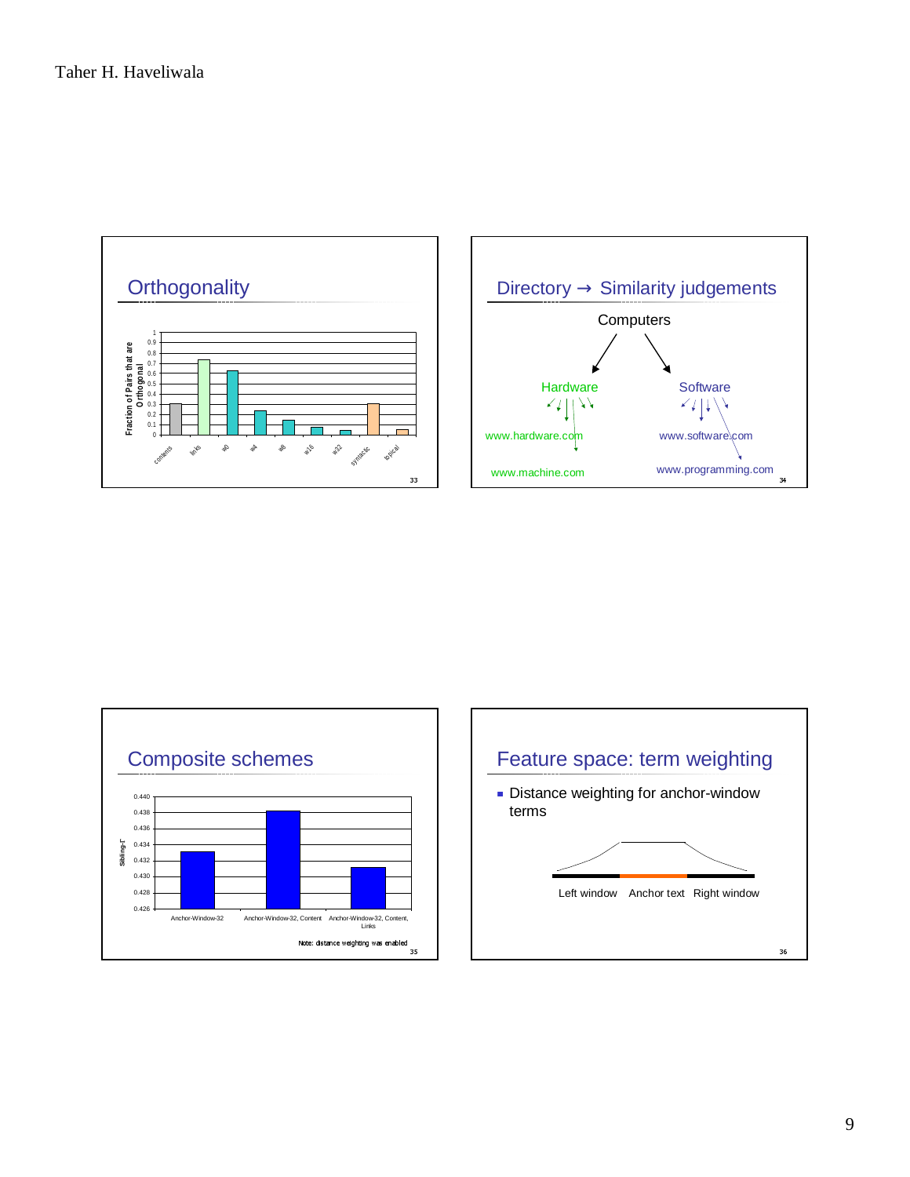## Orthogonality

Fraction of Pairs that are Orthogonal

1, 0.9, 0.8, 0.7, 0.6, 0.5, 0.4, 0.3, 0.2, 0.1, 0

contents, links, w0, w4, w8, w16, w32, syntactic, topical

## Directory → Similarity judgements

Computers

Hardware

Software

www.hardware.com

www.software.com

www.machine.com

www.programming.com

## Composite schemes

Sibling-Γ

0.440, 0.438, 0.436, 0.434, 0.432, 0.430, 0.428, 0.426

Anchor-Window-32 | Anchor-Window-32, Content | Anchor-Window-32, Content, Links

Note: distance weighting was enabled

## Feature space: term weighting

- Distance weighting for anchor-window terms

Left window | Anchor text | Right window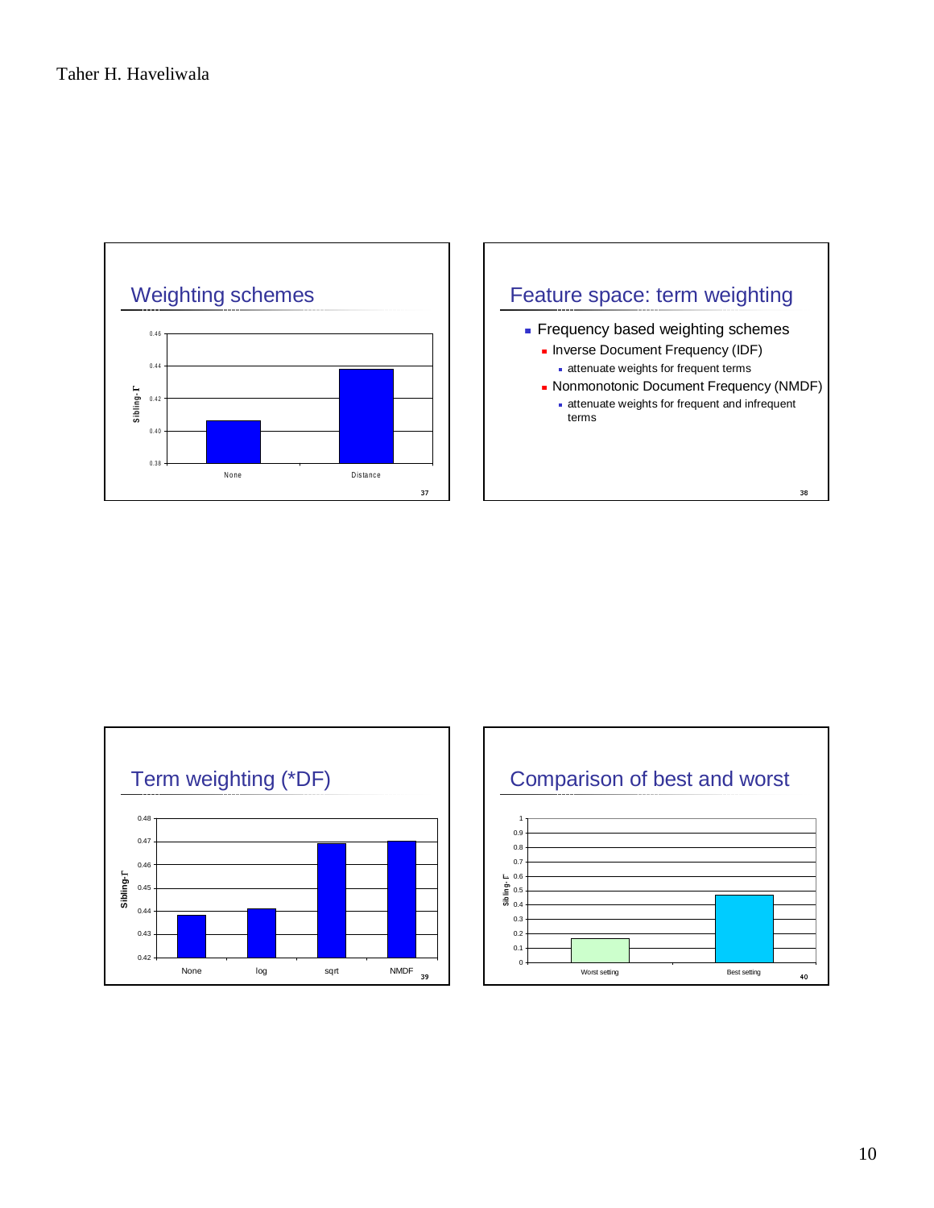## Weighting schemes

Chart: Sibling-Γ by weighting scheme

| Scheme | Sibling-Γ (approx.) |
| --- | --- |
| None | 0.406 |
| Distance | 0.438 |

## Feature space: term weighting

- Frequency based weighting schemes
  - Inverse Document Frequency (IDF)
    - attenuate weights for frequent terms
  - Nonmonotonic Document Frequency (NMDF)
    - attenuate weights for frequent and infrequent terms

## Term weighting (*DF)

Chart: Sibling-Γ by term weighting

| Term weighting | Sibling-Γ (approx.) |
| --- | --- |
| None | 0.438 |
| log | 0.441 |
| sqrt | 0.469 |
| NMDF | 0.470 |

## Comparison of best and worst

Chart: Sibling-Γ for worst and best settings

| Setting | Sibling-Γ (approx.) |
| --- | --- |
| Worst setting | 0.17 |
| Best setting | 0.47 |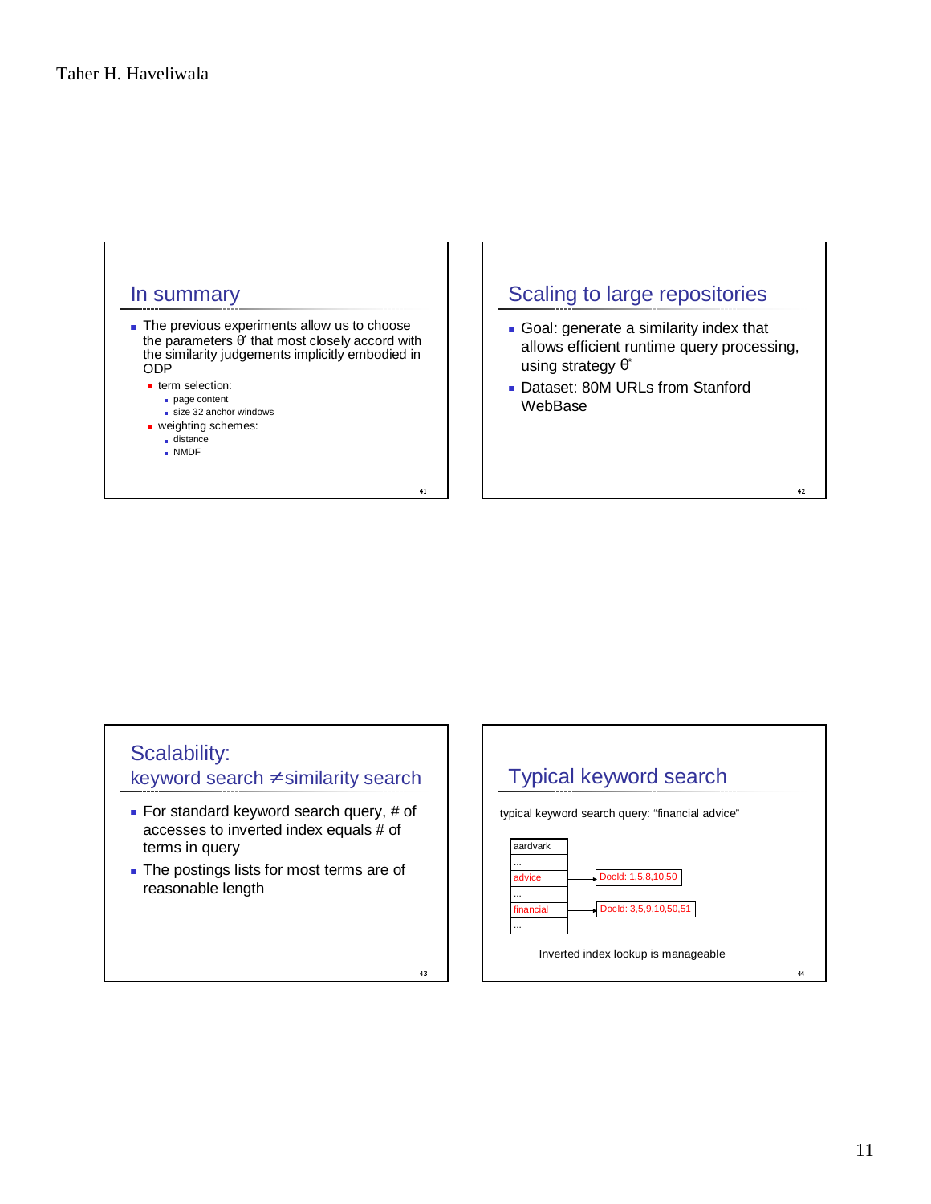## In summary

- The previous experiments allow us to choose the parameters $\theta^*$ that most closely accord with the similarity judgements implicitly embodied in ODP
  - term selection:
    - page content
    - size 32 anchor windows
  - weighting schemes:
    - distance
    - NMDF

## Scaling to large repositories

- Goal: generate a similarity index that allows efficient runtime query processing, using strategy $\theta^*$
- Dataset: 80M URLs from Stanford WebBase

## Scalability: keyword search ≠ similarity search

- For standard keyword search query, # of accesses to inverted index equals # of terms in query
- The postings lists for most terms are of reasonable length

## Typical keyword search

typical keyword search query: “financial advice”

| Term | Postings |
| --- | --- |
| aardvark | |
| ... | |
| advice | DocId: 1,5,8,10,50 |
| ... | |
| financial | DocId: 3,5,9,10,50,51 |
| ... | |

Inverted index lookup is manageable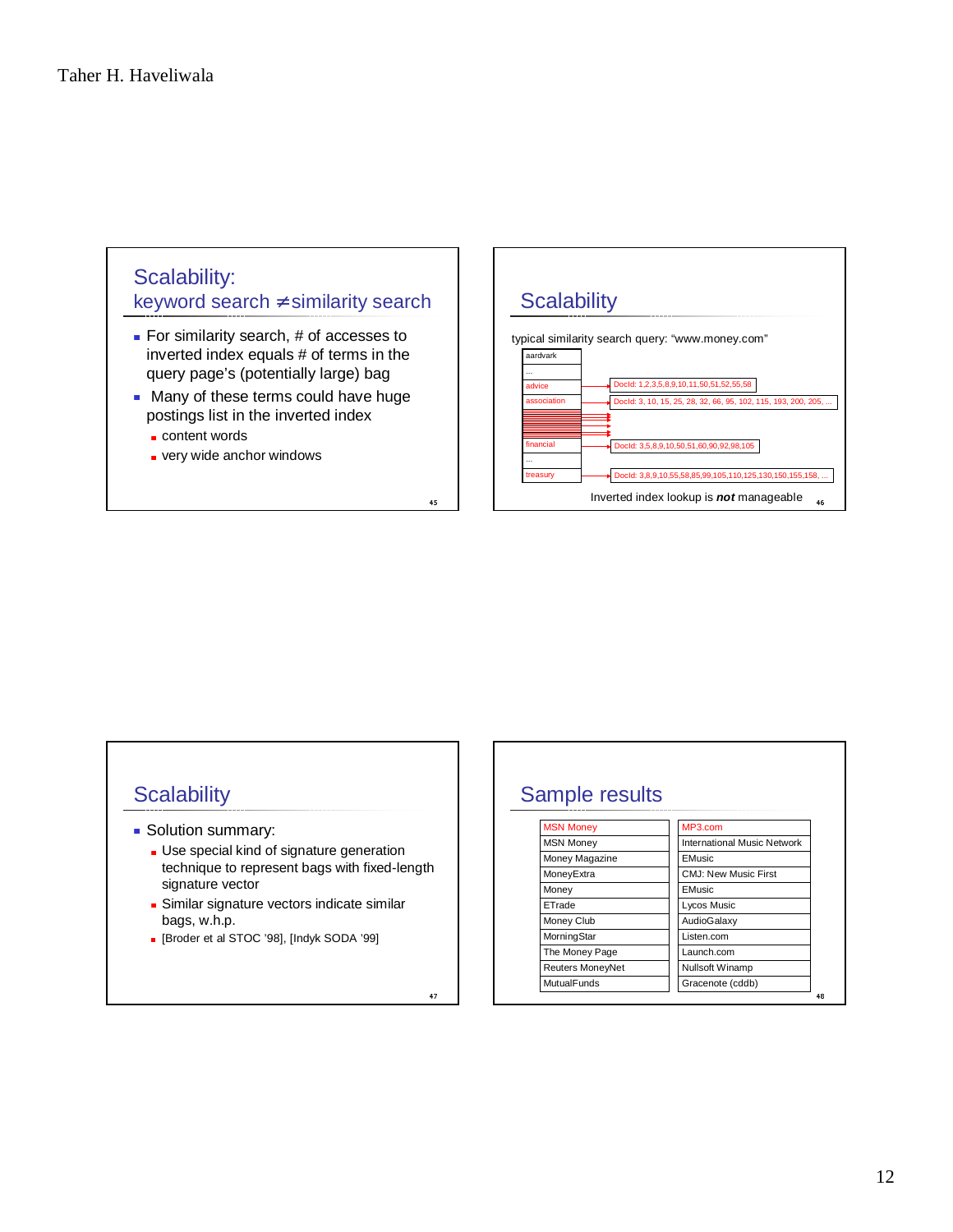## Scalability: keyword search ≠ similarity search

- For similarity search, # of accesses to inverted index equals # of terms in the query page's (potentially large) bag
- Many of these terms could have huge postings list in the inverted index
  - content words
  - very wide anchor windows

## Scalability

typical similarity search query: "www.money.com"

| Term | Postings |
|---|---|
| aardvark | |
| ... | |
| advice | DocId: 1,2,3,5,8,9,10,11,50,51,52,55,58 |
| association | DocId: 3, 10, 15, 25, 28, 32, 66, 95, 102, 115, 193, 200, 205, ... |
| financial | DocId: 3,5,8,9,10,50,51,60,90,92,98,105 |
| ... | |
| treasury | DocId: 3,8,9,10,55,58,85,99,105,110,125,130,150,155,158, ... |

Inverted index lookup is ***not*** manageable

## Scalability

- Solution summary:
  - Use special kind of signature generation technique to represent bags with fixed-length signature vector
  - Similar signature vectors indicate similar bags, w.h.p.
  - [Broder et al STOC '98], [Indyk SODA '99]

## Sample results

| MSN Money | MP3.com |
|---|---|
| MSN Money | International Music Network |
| Money Magazine | EMusic |
| MoneyExtra | CMJ: New Music First |
| Money | EMusic |
| ETrade | Lycos Music |
| Money Club | AudioGalaxy |
| MorningStar | Listen.com |
| The Money Page | Launch.com |
| Reuters MoneyNet | Nullsoft Winamp |
| MutualFunds | Gracenote (cddb) |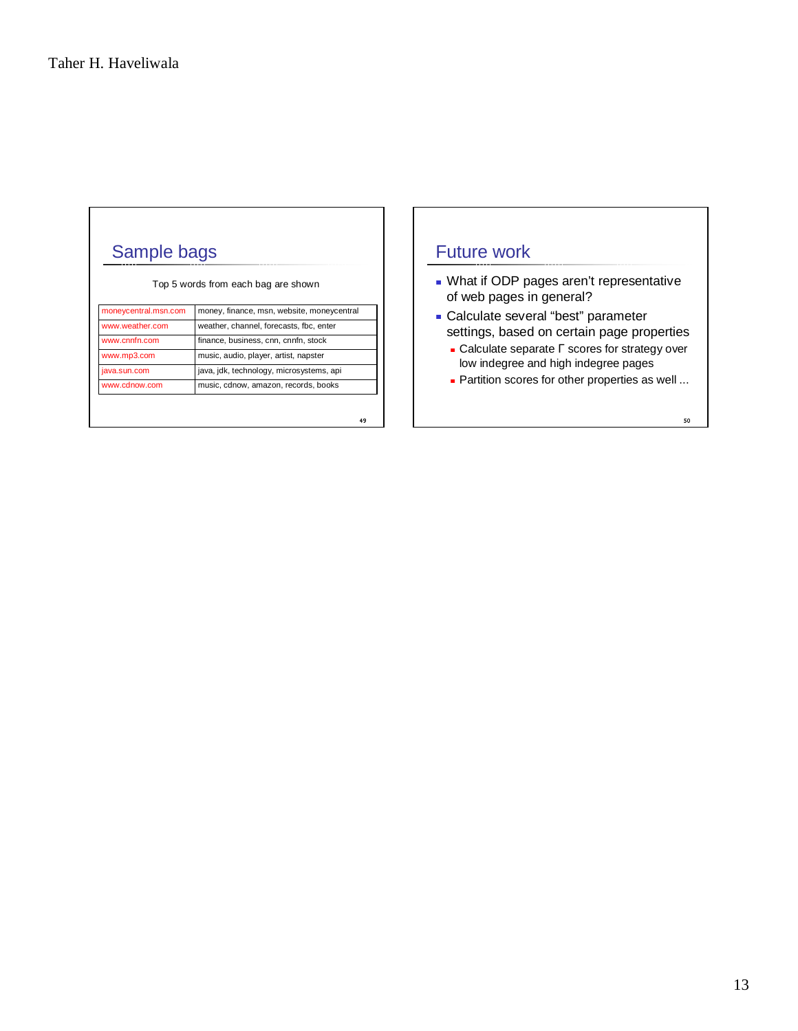## Sample bags

Top 5 words from each bag are shown

| | |
|---|---|
| moneycentral.msn.com | money, finance, msn, website, moneycentral |
| www.weather.com | weather, channel, forecasts, fbc, enter |
| www.cnnfn.com | finance, business, cnn, cnnfn, stock |
| www.mp3.com | music, audio, player, artist, napster |
| java.sun.com | java, jdk, technology, microsystems, api |
| www.cdnow.com | music, cdnow, amazon, records, books |

## Future work

- What if ODP pages aren't representative of web pages in general?
- Calculate several "best" parameter settings, based on certain page properties
  - Calculate separate $\Gamma$ scores for strategy over low indegree and high indegree pages
  - Partition scores for other properties as well ...